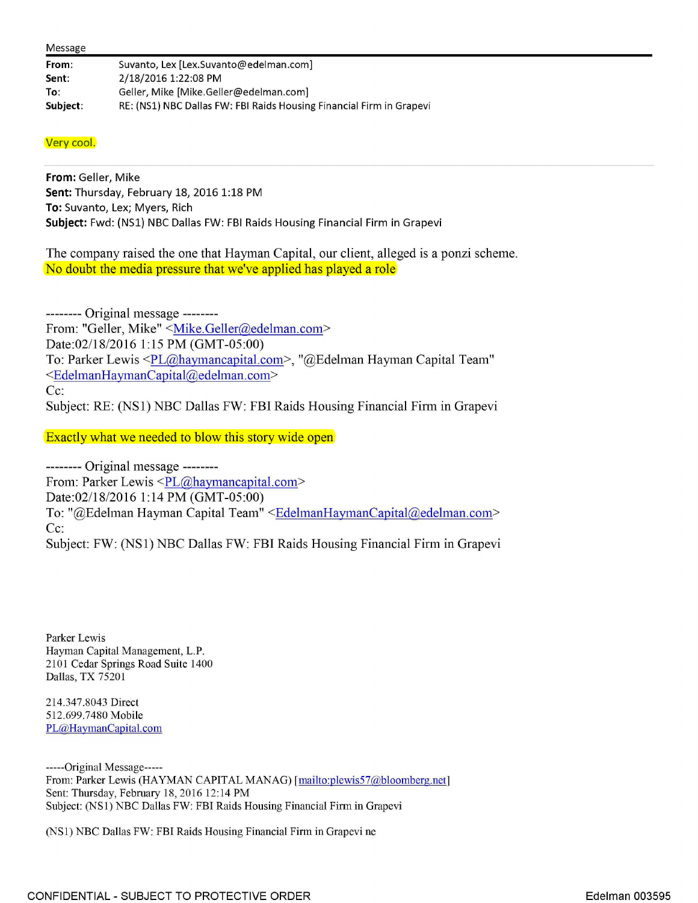Message

**From:** Suvanto, Lex [Lex.Suvanto@edelman.com]
**Sent:** 2/18/2016 1:22:08 PM
**To:** Geller, Mike [Mike.Geller@edelman.com]
**Subject:** RE: (NS1) NBC Dallas FW: FBI Raids Housing Financial Firm in Grapevi

Very cool.

---

**From:** Geller, Mike
**Sent:** Thursday, February 18, 2016 1:18 PM
**To:** Suvanto, Lex; Myers, Rich
**Subject:** Fwd: (NS1) NBC Dallas FW: FBI Raids Housing Financial Firm in Grapevi

The company raised the one that Hayman Capital, our client, alleged is a ponzi scheme.
No doubt the media pressure that we've applied has played a role

-------- Original message --------
From: "Geller, Mike" <Mike.Geller@edelman.com>
Date:02/18/2016 1:15 PM (GMT-05:00)
To: Parker Lewis <PL@haymancapital.com>, "@Edelman Hayman Capital Team" <EdelmanHaymanCapital@edelman.com>
Cc:
Subject: RE: (NS1) NBC Dallas FW: FBI Raids Housing Financial Firm in Grapevi

Exactly what we needed to blow this story wide open

-------- Original message --------
From: Parker Lewis <PL@haymancapital.com>
Date:02/18/2016 1:14 PM (GMT-05:00)
To: "@Edelman Hayman Capital Team" <EdelmanHaymanCapital@edelman.com>
Cc:
Subject: FW: (NS1) NBC Dallas FW: FBI Raids Housing Financial Firm in Grapevi

Parker Lewis
Hayman Capital Management, L.P.
2101 Cedar Springs Road Suite 1400
Dallas, TX 75201

214.347.8043 Direct
512.699.7480 Mobile
PL@HaymanCapital.com

-----Original Message-----
From: Parker Lewis (HAYMAN CAPITAL MANAG) [mailto:plewis57@bloomberg.net]
Sent: Thursday, February 18, 2016 12:14 PM
Subject: (NS1) NBC Dallas FW: FBI Raids Housing Financial Firm in Grapevi

(NS1) NBC Dallas FW: FBI Raids Housing Financial Firm in Grapevi ne

CONFIDENTIAL - SUBJECT TO PROTECTIVE ORDER Edelman 003595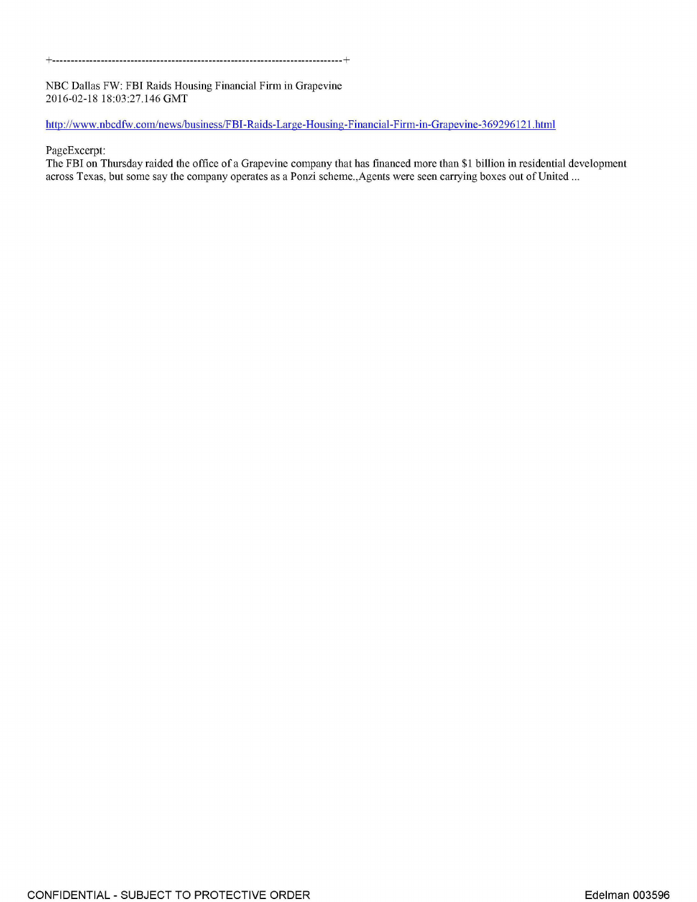+------------------------------------------------------------------------------+

NBC Dallas FW: FBI Raids Housing Financial Firm in Grapevine
2016-02-18 18:03:27.146 GMT

http://www.nbcdfw.com/news/business/FBI-Raids-Large-Housing-Financial-Firm-in-Grapevine-369296121.html

PageExcerpt:
The FBI on Thursday raided the office of a Grapevine company that has financed more than $1 billion in residential development across Texas, but some say the company operates as a Ponzi scheme.,Agents were seen carrying boxes out of United ...

CONFIDENTIAL - SUBJECT TO PROTECTIVE ORDER

Edelman 003596